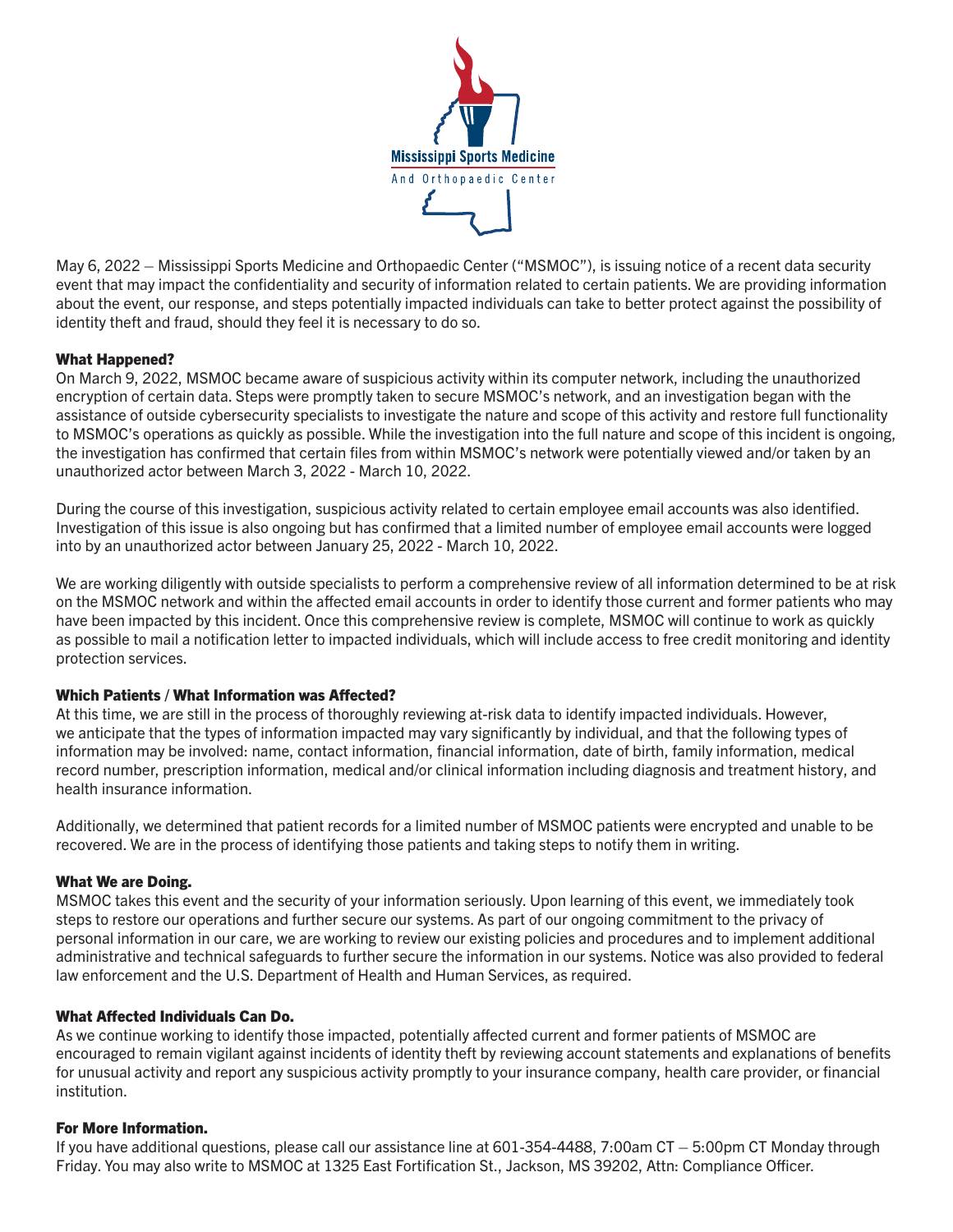Mississippi Sports Medicine
And Orthopaedic Center

May 6, 2022 – Mississippi Sports Medicine and Orthopaedic Center ("MSMOC"), is issuing notice of a recent data security event that may impact the confidentiality and security of information related to certain patients. We are providing information about the event, our response, and steps potentially impacted individuals can take to better protect against the possibility of identity theft and fraud, should they feel it is necessary to do so.

### What Happened?

On March 9, 2022, MSMOC became aware of suspicious activity within its computer network, including the unauthorized encryption of certain data. Steps were promptly taken to secure MSMOC's network, and an investigation began with the assistance of outside cybersecurity specialists to investigate the nature and scope of this activity and restore full functionality to MSMOC's operations as quickly as possible. While the investigation into the full nature and scope of this incident is ongoing, the investigation has confirmed that certain files from within MSMOC's network were potentially viewed and/or taken by an unauthorized actor between March 3, 2022 - March 10, 2022.

During the course of this investigation, suspicious activity related to certain employee email accounts was also identified. Investigation of this issue is also ongoing but has confirmed that a limited number of employee email accounts were logged into by an unauthorized actor between January 25, 2022 - March 10, 2022.

We are working diligently with outside specialists to perform a comprehensive review of all information determined to be at risk on the MSMOC network and within the affected email accounts in order to identify those current and former patients who may have been impacted by this incident. Once this comprehensive review is complete, MSMOC will continue to work as quickly as possible to mail a notification letter to impacted individuals, which will include access to free credit monitoring and identity protection services.

### Which Patients / What Information was Affected?

At this time, we are still in the process of thoroughly reviewing at-risk data to identify impacted individuals. However, we anticipate that the types of information impacted may vary significantly by individual, and that the following types of information may be involved: name, contact information, financial information, date of birth, family information, medical record number, prescription information, medical and/or clinical information including diagnosis and treatment history, and health insurance information.

Additionally, we determined that patient records for a limited number of MSMOC patients were encrypted and unable to be recovered. We are in the process of identifying those patients and taking steps to notify them in writing.

### What We are Doing.

MSMOC takes this event and the security of your information seriously. Upon learning of this event, we immediately took steps to restore our operations and further secure our systems. As part of our ongoing commitment to the privacy of personal information in our care, we are working to review our existing policies and procedures and to implement additional administrative and technical safeguards to further secure the information in our systems. Notice was also provided to federal law enforcement and the U.S. Department of Health and Human Services, as required.

### What Affected Individuals Can Do.

As we continue working to identify those impacted, potentially affected current and former patients of MSMOC are encouraged to remain vigilant against incidents of identity theft by reviewing account statements and explanations of benefits for unusual activity and report any suspicious activity promptly to your insurance company, health care provider, or financial institution.

### For More Information.

If you have additional questions, please call our assistance line at 601-354-4488, 7:00am CT – 5:00pm CT Monday through Friday. You may also write to MSMOC at 1325 East Fortification St., Jackson, MS 39202, Attn: Compliance Officer.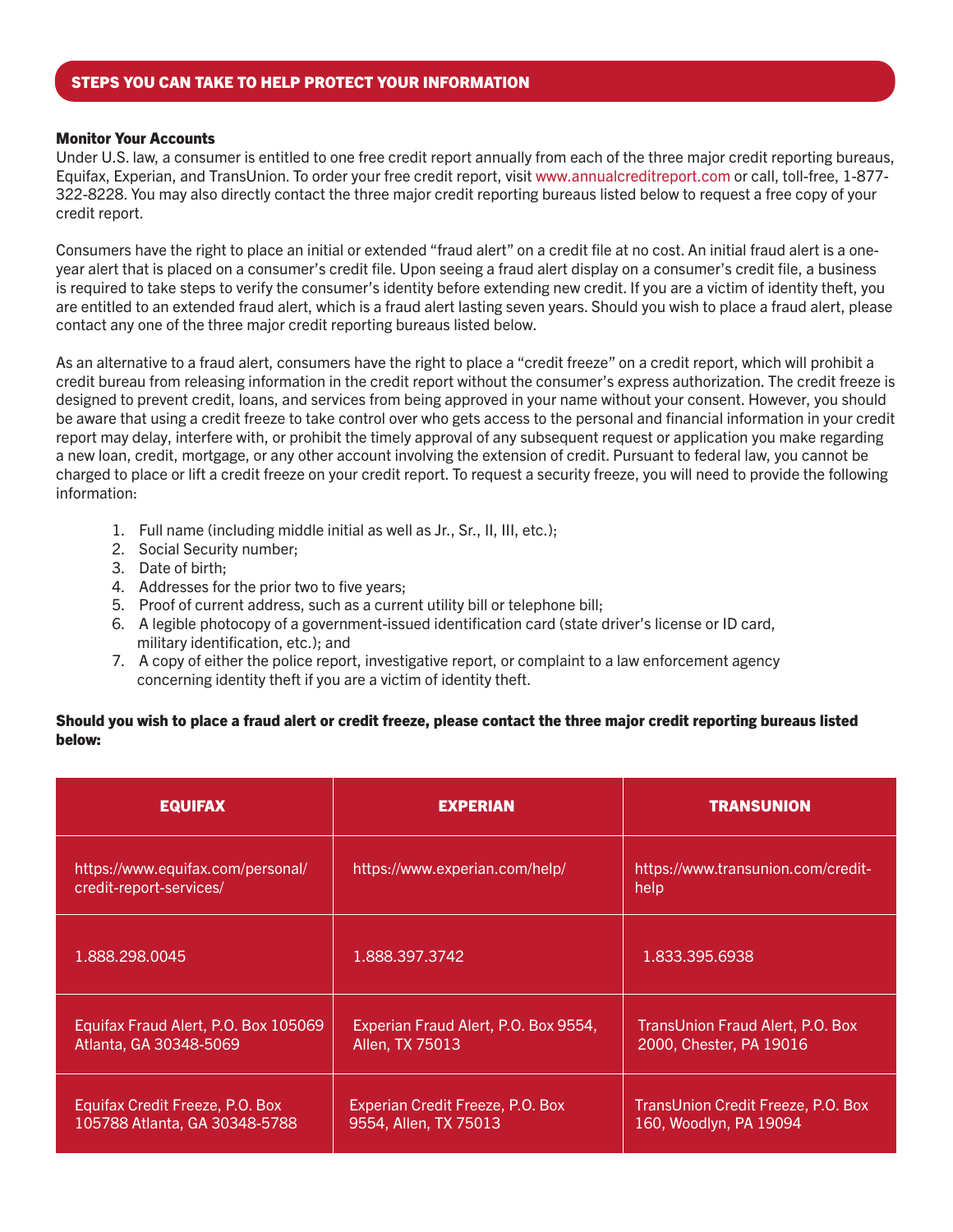## STEPS YOU CAN TAKE TO HELP PROTECT YOUR INFORMATION

**Monitor Your Accounts**

Under U.S. law, a consumer is entitled to one free credit report annually from each of the three major credit reporting bureaus, Equifax, Experian, and TransUnion. To order your free credit report, visit www.annualcreditreport.com or call, toll-free, 1-877-322-8228. You may also directly contact the three major credit reporting bureaus listed below to request a free copy of your credit report.

Consumers have the right to place an initial or extended "fraud alert" on a credit file at no cost. An initial fraud alert is a one-year alert that is placed on a consumer's credit file. Upon seeing a fraud alert display on a consumer's credit file, a business is required to take steps to verify the consumer's identity before extending new credit. If you are a victim of identity theft, you are entitled to an extended fraud alert, which is a fraud alert lasting seven years. Should you wish to place a fraud alert, please contact any one of the three major credit reporting bureaus listed below.

As an alternative to a fraud alert, consumers have the right to place a "credit freeze" on a credit report, which will prohibit a credit bureau from releasing information in the credit report without the consumer's express authorization. The credit freeze is designed to prevent credit, loans, and services from being approved in your name without your consent. However, you should be aware that using a credit freeze to take control over who gets access to the personal and financial information in your credit report may delay, interfere with, or prohibit the timely approval of any subsequent request or application you make regarding a new loan, credit, mortgage, or any other account involving the extension of credit. Pursuant to federal law, you cannot be charged to place or lift a credit freeze on your credit report. To request a security freeze, you will need to provide the following information:

1. Full name (including middle initial as well as Jr., Sr., II, III, etc.);
2. Social Security number;
3. Date of birth;
4. Addresses for the prior two to five years;
5. Proof of current address, such as a current utility bill or telephone bill;
6. A legible photocopy of a government-issued identification card (state driver's license or ID card, military identification, etc.); and
7. A copy of either the police report, investigative report, or complaint to a law enforcement agency concerning identity theft if you are a victim of identity theft.

**Should you wish to place a fraud alert or credit freeze, please contact the three major credit reporting bureaus listed below:**

| EQUIFAX | EXPERIAN | TRANSUNION |
|---|---|---|
| https://www.equifax.com/personal/credit-report-services/ | https://www.experian.com/help/ | https://www.transunion.com/credit-help |
| 1.888.298.0045 | 1.888.397.3742 | 1.833.395.6938 |
| Equifax Fraud Alert, P.O. Box 105069 Atlanta, GA 30348-5069 | Experian Fraud Alert, P.O. Box 9554, Allen, TX 75013 | TransUnion Fraud Alert, P.O. Box 2000, Chester, PA 19016 |
| Equifax Credit Freeze, P.O. Box 105788 Atlanta, GA 30348-5788 | Experian Credit Freeze, P.O. Box 9554, Allen, TX 75013 | TransUnion Credit Freeze, P.O. Box 160, Woodlyn, PA 19094 |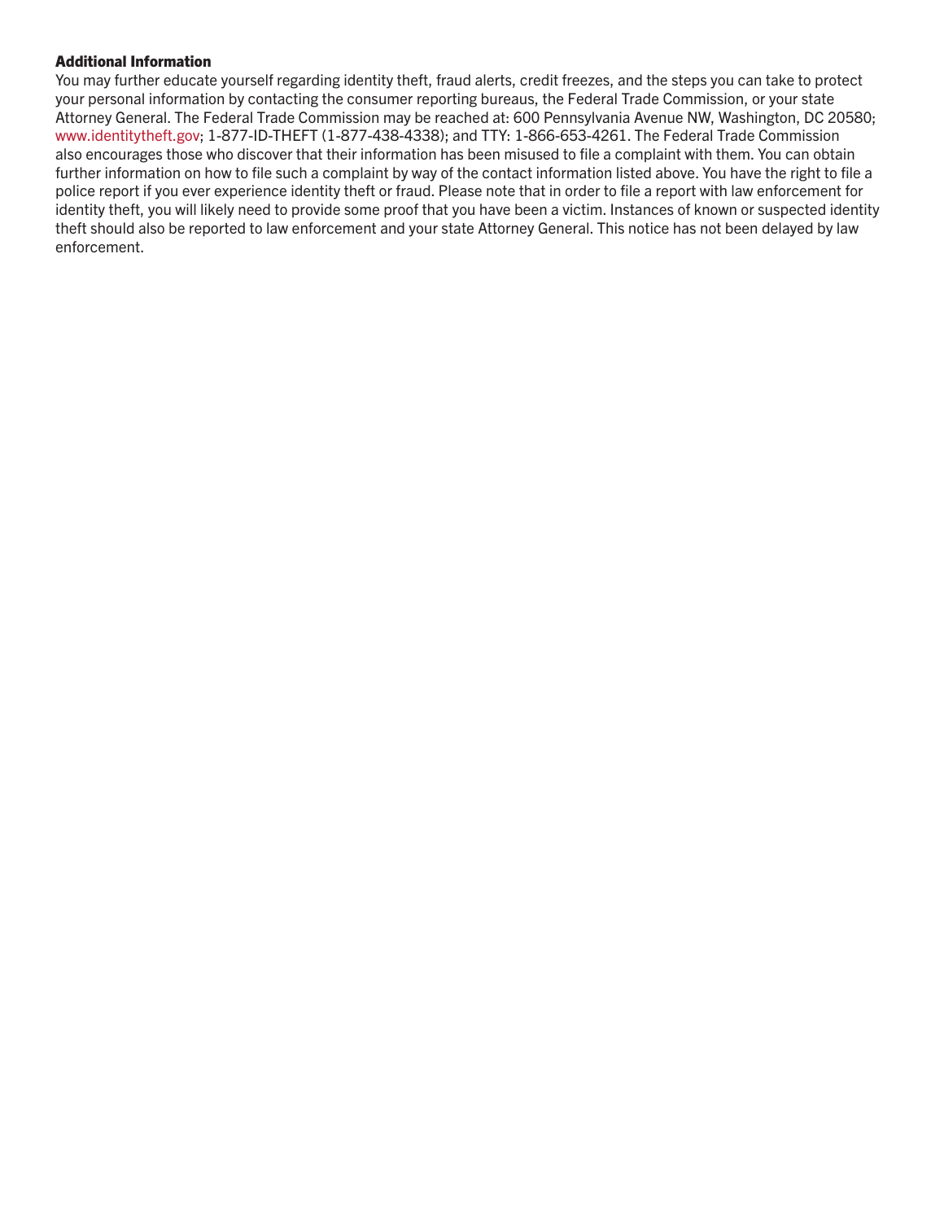**Additional Information**

You may further educate yourself regarding identity theft, fraud alerts, credit freezes, and the steps you can take to protect your personal information by contacting the consumer reporting bureaus, the Federal Trade Commission, or your state Attorney General. The Federal Trade Commission may be reached at: 600 Pennsylvania Avenue NW, Washington, DC 20580; www.identitytheft.gov; 1-877-ID-THEFT (1-877-438-4338); and TTY: 1-866-653-4261. The Federal Trade Commission also encourages those who discover that their information has been misused to file a complaint with them. You can obtain further information on how to file such a complaint by way of the contact information listed above. You have the right to file a police report if you ever experience identity theft or fraud. Please note that in order to file a report with law enforcement for identity theft, you will likely need to provide some proof that you have been a victim. Instances of known or suspected identity theft should also be reported to law enforcement and your state Attorney General. This notice has not been delayed by law enforcement.